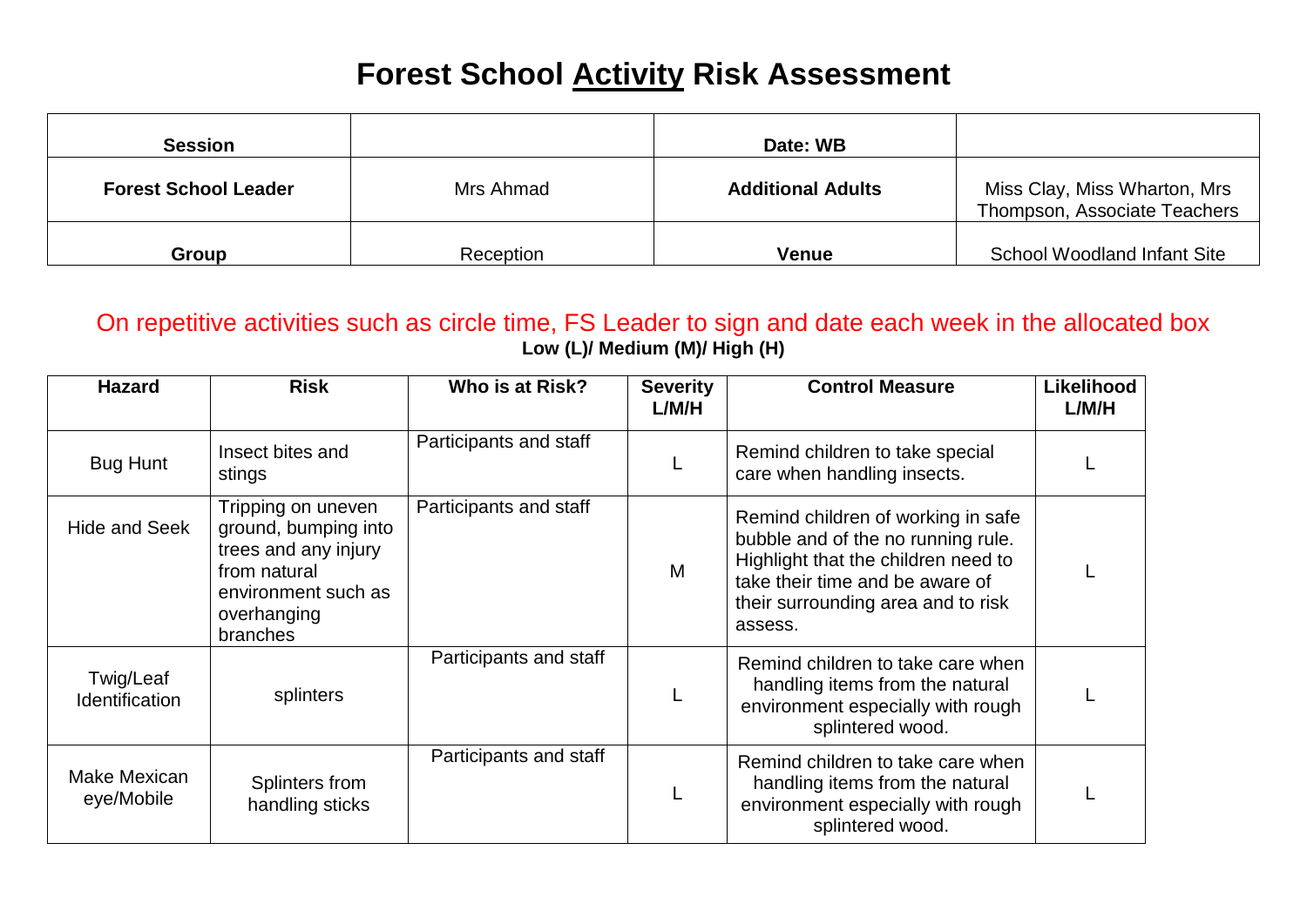# Forest School Activity Risk Assessment

| Session | | Date: WB | |
|---|---|---|---|
| **Forest School Leader** | Mrs Ahmad | **Additional Adults** | Miss Clay, Miss Wharton, Mrs Thompson, Associate Teachers |
| **Group** | Reception | **Venue** | School Woodland Infant Site |

On repetitive activities such as circle time, FS Leader to sign and date each week in the allocated box

**Low (L)/ Medium (M)/ High (H)**

| Hazard | Risk | Who is at Risk? | Severity L/M/H | Control Measure | Likelihood L/M/H |
|---|---|---|---|---|---|
| Bug Hunt | Insect bites and stings | Participants and staff | L | Remind children to take special care when handling insects. | L |
| Hide and Seek | Tripping on uneven ground, bumping into trees and any injury from natural environment such as overhanging branches | Participants and staff | M | Remind children of working in safe bubble and of the no running rule. Highlight that the children need to take their time and be aware of their surrounding area and to risk assess. | L |
| Twig/Leaf Identification | splinters | Participants and staff | L | Remind children to take care when handling items from the natural environment especially with rough splintered wood. | L |
| Make Mexican eye/Mobile | Splinters from handling sticks | Participants and staff | L | Remind children to take care when handling items from the natural environment especially with rough splintered wood. | L |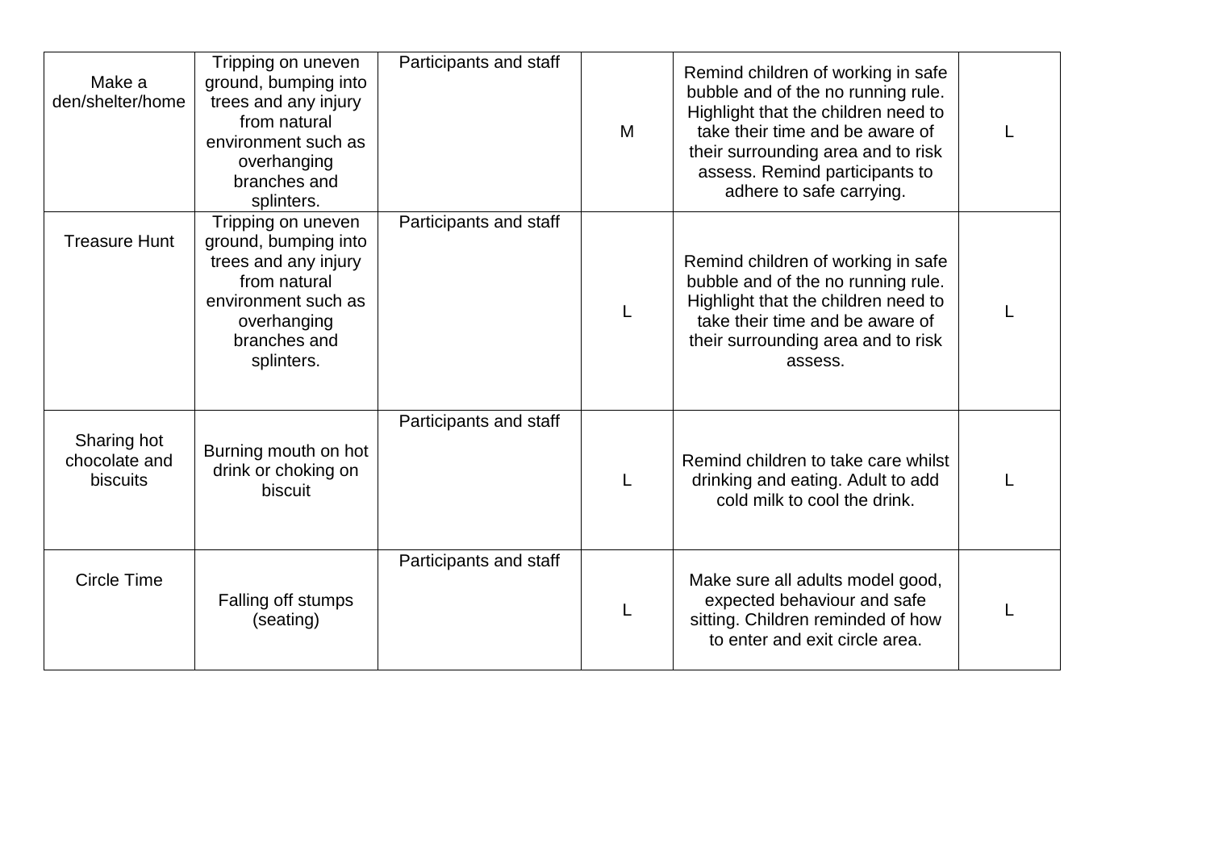| | | | | | |
|---|---|---|---|---|---|
| Make a den/shelter/home | Tripping on uneven ground, bumping into trees and any injury from natural environment such as overhanging branches and splinters. | Participants and staff | M | Remind children of working in safe bubble and of the no running rule. Highlight that the children need to take their time and be aware of their surrounding area and to risk assess. Remind participants to adhere to safe carrying. | L |
| Treasure Hunt | Tripping on uneven ground, bumping into trees and any injury from natural environment such as overhanging branches and splinters. | Participants and staff | L | Remind children of working in safe bubble and of the no running rule. Highlight that the children need to take their time and be aware of their surrounding area and to risk assess. | L |
| Sharing hot chocolate and biscuits | Burning mouth on hot drink or choking on biscuit | Participants and staff | L | Remind children to take care whilst drinking and eating. Adult to add cold milk to cool the drink. | L |
| Circle Time | Falling off stumps (seating) | Participants and staff | L | Make sure all adults model good, expected behaviour and safe sitting. Children reminded of how to enter and exit circle area. | L |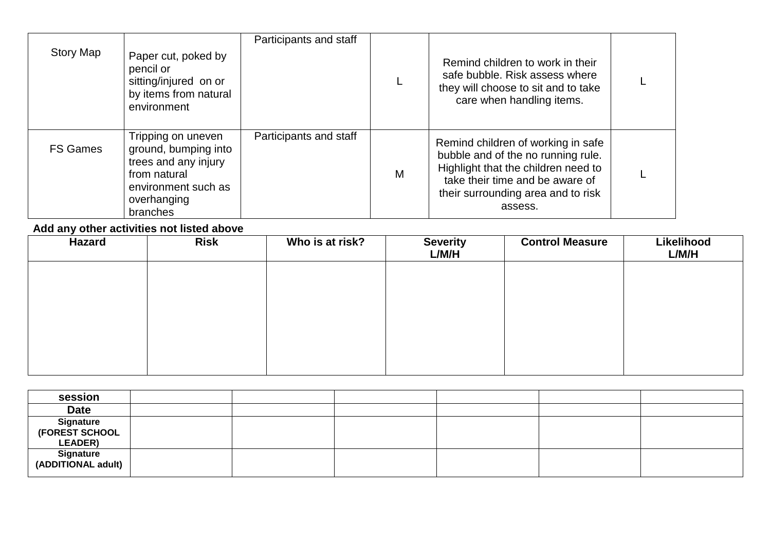| | | | | | |
|---|---|---|---|---|---|
| Story Map | Paper cut, poked by pencil or sitting/injured on or by items from natural environment | Participants and staff | L | Remind children to work in their safe bubble. Risk assess where they will choose to sit and to take care when handling items. | L |
| FS Games | Tripping on uneven ground, bumping into trees and any injury from natural environment such as overhanging branches | Participants and staff | M | Remind children of working in safe bubble and of the no running rule. Highlight that the children need to take their time and be aware of their surrounding area and to risk assess. | L |

**Add any other activities not listed above**

| Hazard | Risk | Who is at risk? | Severity L/M/H | Control Measure | Likelihood L/M/H |
|---|---|---|---|---|---|
| | | | | | |

| session | | | | | | |
|---|---|---|---|---|---|---|
| **Date** | | | | | | |
| **Signature (FOREST SCHOOL LEADER)** | | | | | | |
| **Signature (ADDITIONAL adult)** | | | | | | |